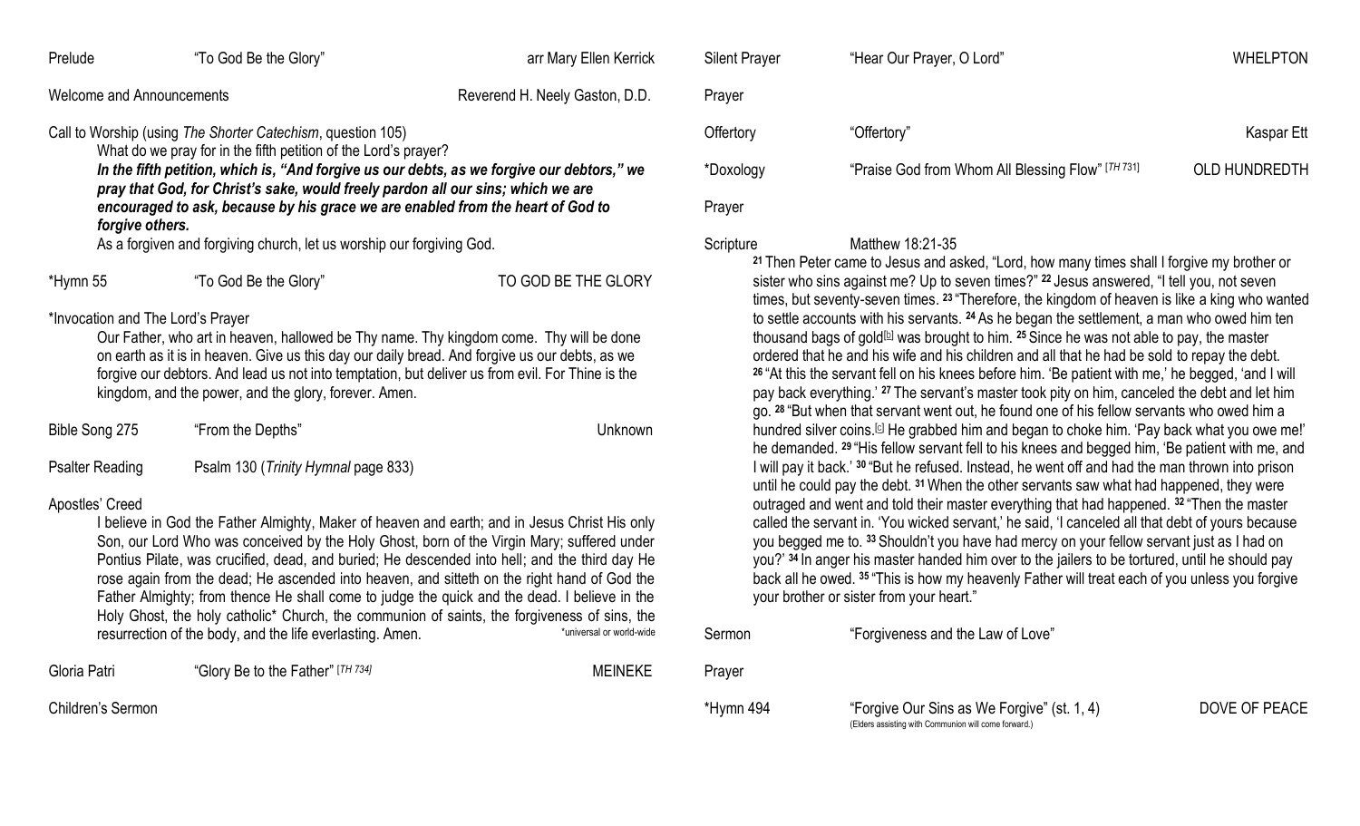Prelude "To God Be the Glory" arr Mary Ellen Kerrick

Welcome and Announcements Reverend H. Neely Gaston, D.D.

Call to Worship (using *The Shorter Catechism*, question 105)

What do we pray for in the fifth petition of the Lord's prayer?

***In the fifth petition, which is, "And forgive us our debts, as we forgive our debtors," we pray that God, for Christ's sake, would freely pardon all our sins; which we are encouraged to ask, because by his grace we are enabled from the heart of God to forgive others.***

As a forgiven and forgiving church, let us worship our forgiving God.

*Hymn 55 "To God Be the Glory" TO GOD BE THE GLORY

*Invocation and The Lord's Prayer

Our Father, who art in heaven, hallowed be Thy name. Thy kingdom come. Thy will be done on earth as it is in heaven. Give us this day our daily bread. And forgive us our debts, as we forgive our debtors. And lead us not into temptation, but deliver us from evil. For Thine is the kingdom, and the power, and the glory, forever. Amen.

Bible Song 275 "From the Depths" Unknown

Psalter Reading Psalm 130 (*Trinity Hymnal* page 833)

Apostles' Creed

I believe in God the Father Almighty, Maker of heaven and earth; and in Jesus Christ His only Son, our Lord Who was conceived by the Holy Ghost, born of the Virgin Mary; suffered under Pontius Pilate, was crucified, dead, and buried; He descended into hell; and the third day He rose again from the dead; He ascended into heaven, and sitteth on the right hand of God the Father Almighty; from thence He shall come to judge the quick and the dead. I believe in the Holy Ghost, the holy catholic* Church, the communion of saints, the forgiveness of sins, the resurrection of the body, and the life everlasting. Amen.

*universal or world-wide

Gloria Patri "Glory Be to the Father" [*TH 734*] MEINEKE

Children's Sermon

Silent Prayer "Hear Our Prayer, O Lord" WHELPTON

Prayer

Offertory "Offertory" Kaspar Ett

*Doxology "Praise God from Whom All Blessing Flow" [*TH 731*] OLD HUNDREDTH

Prayer

Scripture Matthew 18:21-35

**21** Then Peter came to Jesus and asked, "Lord, how many times shall I forgive my brother or sister who sins against me? Up to seven times?" **22** Jesus answered, "I tell you, not seven times, but seventy-seven times. **23** "Therefore, the kingdom of heaven is like a king who wanted to settle accounts with his servants. **24** As he began the settlement, a man who owed him ten thousand bags of gold[b] was brought to him. **25** Since he was not able to pay, the master ordered that he and his wife and his children and all that he had be sold to repay the debt. **26** "At this the servant fell on his knees before him. 'Be patient with me,' he begged, 'and I will pay back everything.' **27** The servant's master took pity on him, canceled the debt and let him go. **28** "But when that servant went out, he found one of his fellow servants who owed him a hundred silver coins.[c] He grabbed him and began to choke him. 'Pay back what you owe me!' he demanded. **29** "His fellow servant fell to his knees and begged him, 'Be patient with me, and I will pay it back.' **30** "But he refused. Instead, he went off and had the man thrown into prison until he could pay the debt. **31** When the other servants saw what had happened, they were outraged and went and told their master everything that had happened. **32** "Then the master called the servant in. 'You wicked servant,' he said, 'I canceled all that debt of yours because you begged me to. **33** Shouldn't you have had mercy on your fellow servant just as I had on you?' **34** In anger his master handed him over to the jailers to be tortured, until he should pay back all he owed. **35** "This is how my heavenly Father will treat each of you unless you forgive your brother or sister from your heart."

Sermon "Forgiveness and the Law of Love"

Prayer

*Hymn 494 "Forgive Our Sins as We Forgive" (st. 1, 4) DOVE OF PEACE

(Elders assisting with Communion will come forward.)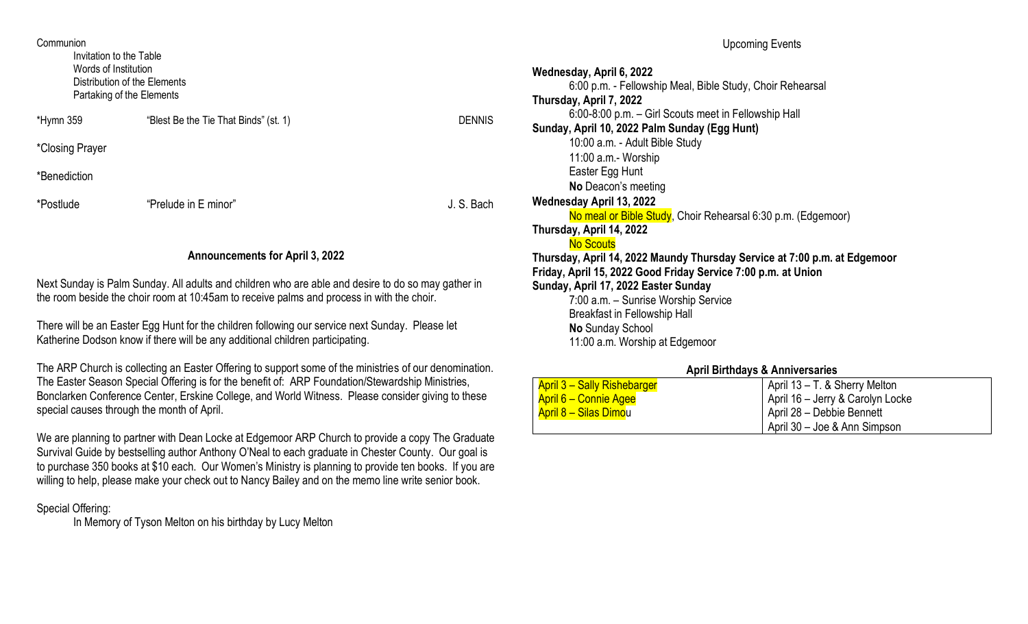Communion

Invitation to the Table
Words of Institution
Distribution of the Elements
Partaking of the Elements

*Hymn 359 "Blest Be the Tie That Binds" (st. 1) DENNIS

*Closing Prayer

*Benediction

*Postlude "Prelude in E minor" J. S. Bach

### Announcements for April 3, 2022

Next Sunday is Palm Sunday. All adults and children who are able and desire to do so may gather in the room beside the choir room at 10:45am to receive palms and process in with the choir.

There will be an Easter Egg Hunt for the children following our service next Sunday. Please let Katherine Dodson know if there will be any additional children participating.

The ARP Church is collecting an Easter Offering to support some of the ministries of our denomination. The Easter Season Special Offering is for the benefit of: ARP Foundation/Stewardship Ministries, Bonclarken Conference Center, Erskine College, and World Witness. Please consider giving to these special causes through the month of April.

We are planning to partner with Dean Locke at Edgemoor ARP Church to provide a copy The Graduate Survival Guide by bestselling author Anthony O'Neal to each graduate in Chester County. Our goal is to purchase 350 books at $10 each. Our Women's Ministry is planning to provide ten books. If you are willing to help, please make your check out to Nancy Bailey and on the memo line write senior book.

Special Offering:

In Memory of Tyson Melton on his birthday by Lucy Melton

### Upcoming Events

**Wednesday, April 6, 2022**
6:00 p.m. - Fellowship Meal, Bible Study, Choir Rehearsal

**Thursday, April 7, 2022**
6:00-8:00 p.m. – Girl Scouts meet in Fellowship Hall

**Sunday, April 10, 2022 Palm Sunday (Egg Hunt)**
10:00 a.m. - Adult Bible Study
11:00 a.m.- Worship
Easter Egg Hunt
**No** Deacon's meeting

**Wednesday April 13, 2022**
No meal or Bible Study, Choir Rehearsal 6:30 p.m. (Edgemoor)

**Thursday, April 14, 2022**
No Scouts

**Thursday, April 14, 2022 Maundy Thursday Service at 7:00 p.m. at Edgemoor**

**Friday, April 15, 2022 Good Friday Service 7:00 p.m. at Union**

**Sunday, April 17, 2022 Easter Sunday**
7:00 a.m. – Sunrise Worship Service
Breakfast in Fellowship Hall
**No** Sunday School
11:00 a.m. Worship at Edgemoor

#### April Birthdays & Anniversaries

| | |
|---|---|
| April 3 – Sally Rishebarger | April 13 – T. & Sherry Melton |
| April 6 – Connie Agee | April 16 – Jerry & Carolyn Locke |
| April 8 – Silas Dimou | April 28 – Debbie Bennett |
| | April 30 – Joe & Ann Simpson |